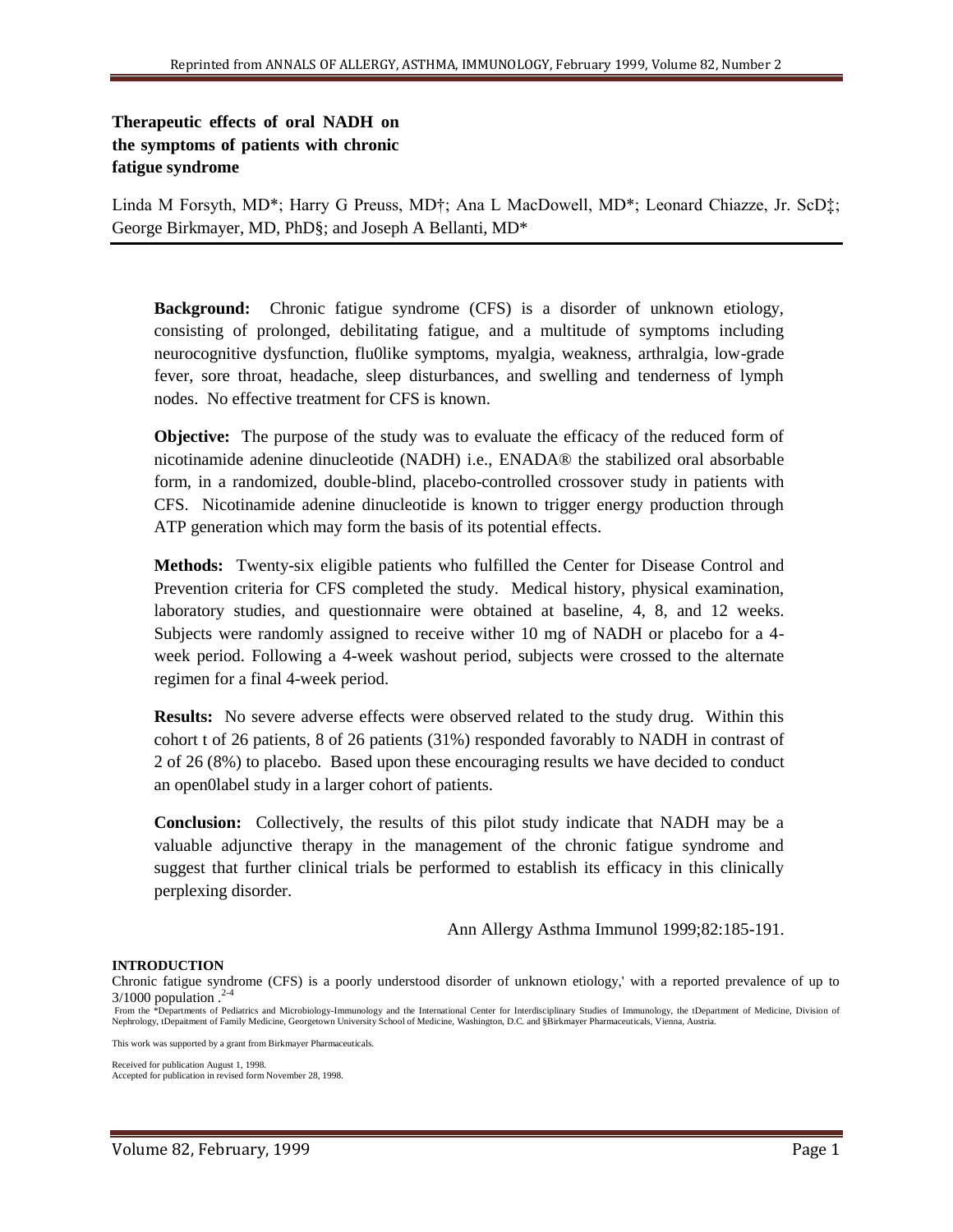# Therapeutic effects of oral NADH on the symptoms of patients with chronic fatigue syndrome

Linda M Forsyth, MD*; Harry G Preuss, MD†; Ana L MacDowell, MD*; Leonard Chiazze, Jr. ScD‡; George Birkmayer, MD, PhD§; and Joseph A Bellanti, MD*

**Background:** Chronic fatigue syndrome (CFS) is a disorder of unknown etiology, consisting of prolonged, debilitating fatigue, and a multitude of symptoms including neurocognitive dysfunction, flu0like symptoms, myalgia, weakness, arthralgia, low-grade fever, sore throat, headache, sleep disturbances, and swelling and tenderness of lymph nodes. No effective treatment for CFS is known.

**Objective:** The purpose of the study was to evaluate the efficacy of the reduced form of nicotinamide adenine dinucleotide (NADH) i.e., ENADA® the stabilized oral absorbable form, in a randomized, double-blind, placebo-controlled crossover study in patients with CFS. Nicotinamide adenine dinucleotide is known to trigger energy production through ATP generation which may form the basis of its potential effects.

**Methods:** Twenty-six eligible patients who fulfilled the Center for Disease Control and Prevention criteria for CFS completed the study. Medical history, physical examination, laboratory studies, and questionnaire were obtained at baseline, 4, 8, and 12 weeks. Subjects were randomly assigned to receive wither 10 mg of NADH or placebo for a 4-week period. Following a 4-week washout period, subjects were crossed to the alternate regimen for a final 4-week period.

**Results:** No severe adverse effects were observed related to the study drug. Within this cohort t of 26 patients, 8 of 26 patients (31%) responded favorably to NADH in contrast of 2 of 26 (8%) to placebo. Based upon these encouraging results we have decided to conduct an open0label study in a larger cohort of patients.

**Conclusion:** Collectively, the results of this pilot study indicate that NADH may be a valuable adjunctive therapy in the management of the chronic fatigue syndrome and suggest that further clinical trials be performed to establish its efficacy in this clinically perplexing disorder.

Ann Allergy Asthma Immunol 1999;82:185-191.

## INTRODUCTION

Chronic fatigue syndrome (CFS) is a poorly understood disorder of unknown etiology,' with a reported prevalence of up to 3/1000 population .[2-4]

From the *Departments of Pediatrics and Microbiology-Immunology and the International Center for Interdisciplinary Studies of Immunology, the tDepartment of Medicine, Division of Nephrology, tDepaitment of Family Medicine, Georgetown University School of Medicine, Washington, D.C. and §Birkmayer Pharmaceuticals, Vienna, Austria.

This work was supported by a grant from Birkmayer Pharmaceuticals.

Received for publication August 1, 1998.
Accepted for publication in revised form November 28, 1998.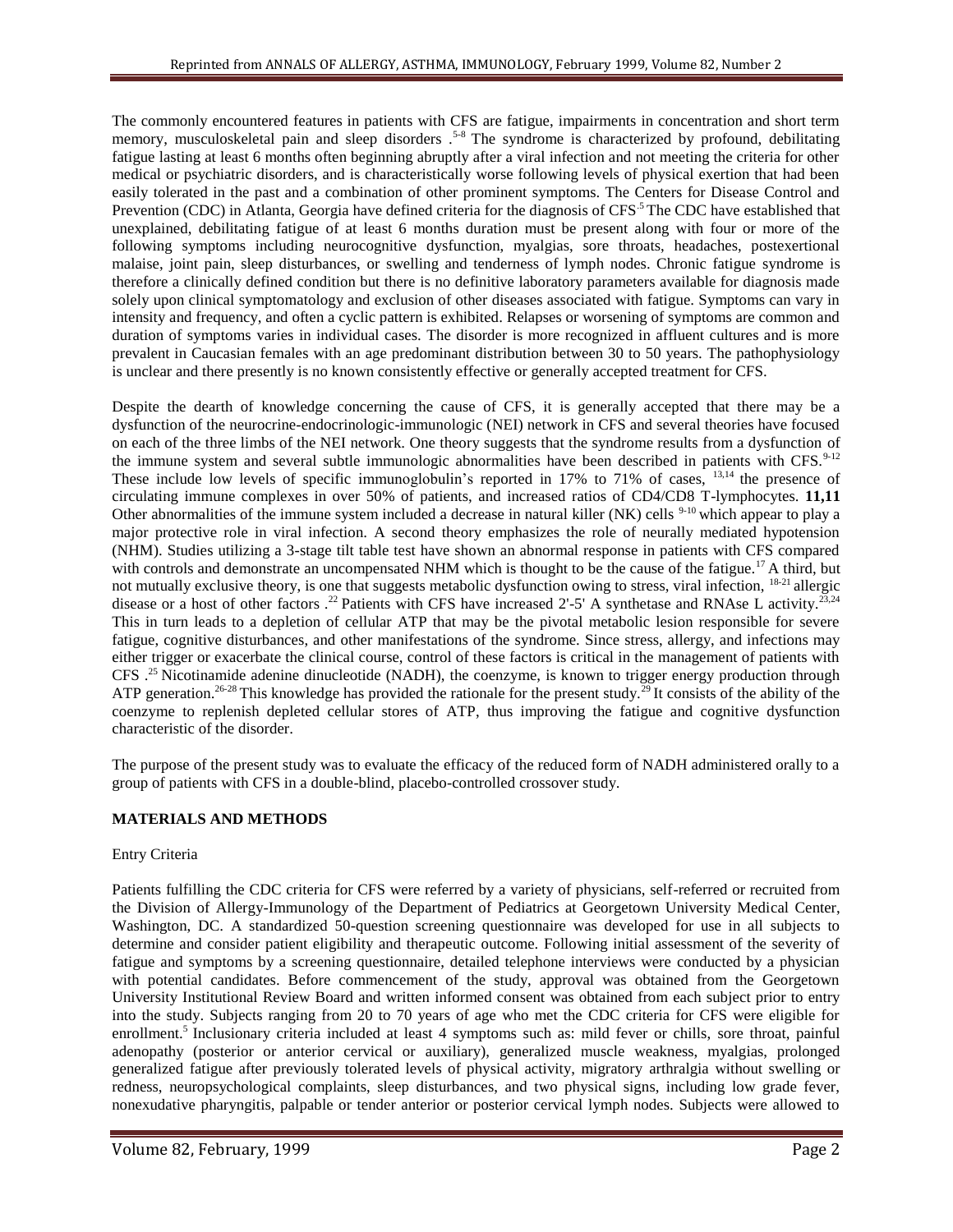The commonly encountered features in patients with CFS are fatigue, impairments in concentration and short term memory, musculoskeletal pain and sleep disorders .[5-8] The syndrome is characterized by profound, debilitating fatigue lasting at least 6 months often beginning abruptly after a viral infection and not meeting the criteria for other medical or psychiatric disorders, and is characteristically worse following levels of physical exertion that had been easily tolerated in the past and a combination of other prominent symptoms. The Centers for Disease Control and Prevention (CDC) in Atlanta, Georgia have defined criteria for the diagnosis of CFS.[5] The CDC have established that unexplained, debilitating fatigue of at least 6 months duration must be present along with four or more of the following symptoms including neurocognitive dysfunction, myalgias, sore throats, headaches, postexertional malaise, joint pain, sleep disturbances, or swelling and tenderness of lymph nodes. Chronic fatigue syndrome is therefore a clinically defined condition but there is no definitive laboratory parameters available for diagnosis made solely upon clinical symptomatology and exclusion of other diseases associated with fatigue. Symptoms can vary in intensity and frequency, and often a cyclic pattern is exhibited. Relapses or worsening of symptoms are common and duration of symptoms varies in individual cases. The disorder is more recognized in affluent cultures and is more prevalent in Caucasian females with an age predominant distribution between 30 to 50 years. The pathophysiology is unclear and there presently is no known consistently effective or generally accepted treatment for CFS.

Despite the dearth of knowledge concerning the cause of CFS, it is generally accepted that there may be a dysfunction of the neurocrine-endocrinologic-immunologic (NEI) network in CFS and several theories have focused on each of the three limbs of the NEI network. One theory suggests that the syndrome results from a dysfunction of the immune system and several subtle immunologic abnormalities have been described in patients with CFS.[9-12] These include low levels of specific immunoglobulin's reported in 17% to 71% of cases, [13,14] the presence of circulating immune complexes in over 50% of patients, and increased ratios of CD4/CD8 T-lymphocytes. **11,11** Other abnormalities of the immune system included a decrease in natural killer (NK) cells [9-10] which appear to play a major protective role in viral infection. A second theory emphasizes the role of neurally mediated hypotension (NHM). Studies utilizing a 3-stage tilt table test have shown an abnormal response in patients with CFS compared with controls and demonstrate an uncompensated NHM which is thought to be the cause of the fatigue.[17] A third, but not mutually exclusive theory, is one that suggests metabolic dysfunction owing to stress, viral infection, [18-21] allergic disease or a host of other factors .[22] Patients with CFS have increased 2'-5' A synthetase and RNAse L activity.[23,24] This in turn leads to a depletion of cellular ATP that may be the pivotal metabolic lesion responsible for severe fatigue, cognitive disturbances, and other manifestations of the syndrome. Since stress, allergy, and infections may either trigger or exacerbate the clinical course, control of these factors is critical in the management of patients with CFS .[25] Nicotinamide adenine dinucleotide (NADH), the coenzyme, is known to trigger energy production through ATP generation.[26-28] This knowledge has provided the rationale for the present study.[29] It consists of the ability of the coenzyme to replenish depleted cellular stores of ATP, thus improving the fatigue and cognitive dysfunction characteristic of the disorder.

The purpose of the present study was to evaluate the efficacy of the reduced form of NADH administered orally to a group of patients with CFS in a double-blind, placebo-controlled crossover study.

## MATERIALS AND METHODS

Entry Criteria

Patients fulfilling the CDC criteria for CFS were referred by a variety of physicians, self-referred or recruited from the Division of Allergy-Immunology of the Department of Pediatrics at Georgetown University Medical Center, Washington, DC. A standardized 50-question screening questionnaire was developed for use in all subjects to determine and consider patient eligibility and therapeutic outcome. Following initial assessment of the severity of fatigue and symptoms by a screening questionnaire, detailed telephone interviews were conducted by a physician with potential candidates. Before commencement of the study, approval was obtained from the Georgetown University Institutional Review Board and written informed consent was obtained from each subject prior to entry into the study. Subjects ranging from 20 to 70 years of age who met the CDC criteria for CFS were eligible for enrollment.[5] Inclusionary criteria included at least 4 symptoms such as: mild fever or chills, sore throat, painful adenopathy (posterior or anterior cervical or auxiliary), generalized muscle weakness, myalgias, prolonged generalized fatigue after previously tolerated levels of physical activity, migratory arthralgia without swelling or redness, neuropsychological complaints, sleep disturbances, and two physical signs, including low grade fever, nonexudative pharyngitis, palpable or tender anterior or posterior cervical lymph nodes. Subjects were allowed to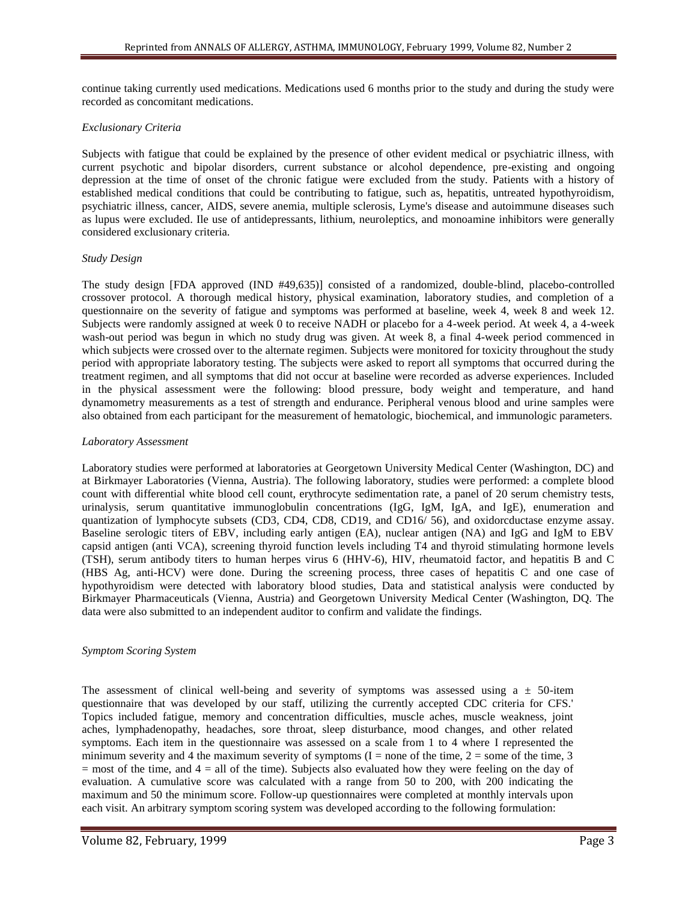continue taking currently used medications. Medications used 6 months prior to the study and during the study were recorded as concomitant medications.

*Exclusionary Criteria*

Subjects with fatigue that could be explained by the presence of other evident medical or psychiatric illness, with current psychotic and bipolar disorders, current substance or alcohol dependence, pre-existing and ongoing depression at the time of onset of the chronic fatigue were excluded from the study. Patients with a history of established medical conditions that could be contributing to fatigue, such as, hepatitis, untreated hypothyroidism, psychiatric illness, cancer, AIDS, severe anemia, multiple sclerosis, Lyme's disease and autoimmune diseases such as lupus were excluded. Ile use of antidepressants, lithium, neuroleptics, and monoamine inhibitors were generally considered exclusionary criteria.

*Study Design*

The study design [FDA approved (IND #49,635)] consisted of a randomized, double-blind, placebo-controlled crossover protocol. A thorough medical history, physical examination, laboratory studies, and completion of a questionnaire on the severity of fatigue and symptoms was performed at baseline, week 4, week 8 and week 12. Subjects were randomly assigned at week 0 to receive NADH or placebo for a 4-week period. At week 4, a 4-week wash-out period was begun in which no study drug was given. At week 8, a final 4-week period commenced in which subjects were crossed over to the alternate regimen. Subjects were monitored for toxicity throughout the study period with appropriate laboratory testing. The subjects were asked to report all symptoms that occurred during the treatment regimen, and all symptoms that did not occur at baseline were recorded as adverse experiences. Included in the physical assessment were the following: blood pressure, body weight and temperature, and hand dynamometry measurements as a test of strength and endurance. Peripheral venous blood and urine samples were also obtained from each participant for the measurement of hematologic, biochemical, and immunologic parameters.

*Laboratory Assessment*

Laboratory studies were performed at laboratories at Georgetown University Medical Center (Washington, DC) and at Birkmayer Laboratories (Vienna, Austria). The following laboratory, studies were performed: a complete blood count with differential white blood cell count, erythrocyte sedimentation rate, a panel of 20 serum chemistry tests, urinalysis, serum quantitative immunoglobulin concentrations (IgG, IgM, IgA, and IgE), enumeration and quantization of lymphocyte subsets (CD3, CD4, CD8, CD19, and CD16/ 56), and oxidorcductase enzyme assay. Baseline serologic titers of EBV, including early antigen (EA), nuclear antigen (NA) and IgG and IgM to EBV capsid antigen (anti VCA), screening thyroid function levels including T4 and thyroid stimulating hormone levels (TSH), serum antibody titers to human herpes virus 6 (HHV-6), HIV, rheumatoid factor, and hepatitis B and C (HBS Ag, anti-HCV) were done. During the screening process, three cases of hepatitis C and one case of hypothyroidism were detected with laboratory blood studies, Data and statistical analysis were conducted by Birkmayer Pharmaceuticals (Vienna, Austria) and Georgetown University Medical Center (Washington, DQ. The data were also submitted to an independent auditor to confirm and validate the findings.

*Symptom Scoring System*

The assessment of clinical well-being and severity of symptoms was assessed using a ± 50-item questionnaire that was developed by our staff, utilizing the currently accepted CDC criteria for CFS.' Topics included fatigue, memory and concentration difficulties, muscle aches, muscle weakness, joint aches, lymphadenopathy, headaches, sore throat, sleep disturbance, mood changes, and other related symptoms. Each item in the questionnaire was assessed on a scale from 1 to 4 where I represented the minimum severity and 4 the maximum severity of symptoms (I = none of the time, 2 = some of the time, 3 = most of the time, and 4 = all of the time). Subjects also evaluated how they were feeling on the day of evaluation. A cumulative score was calculated with a range from 50 to 200, with 200 indicating the maximum and 50 the minimum score. Follow-up questionnaires were completed at monthly intervals upon each visit. An arbitrary symptom scoring system was developed according to the following formulation: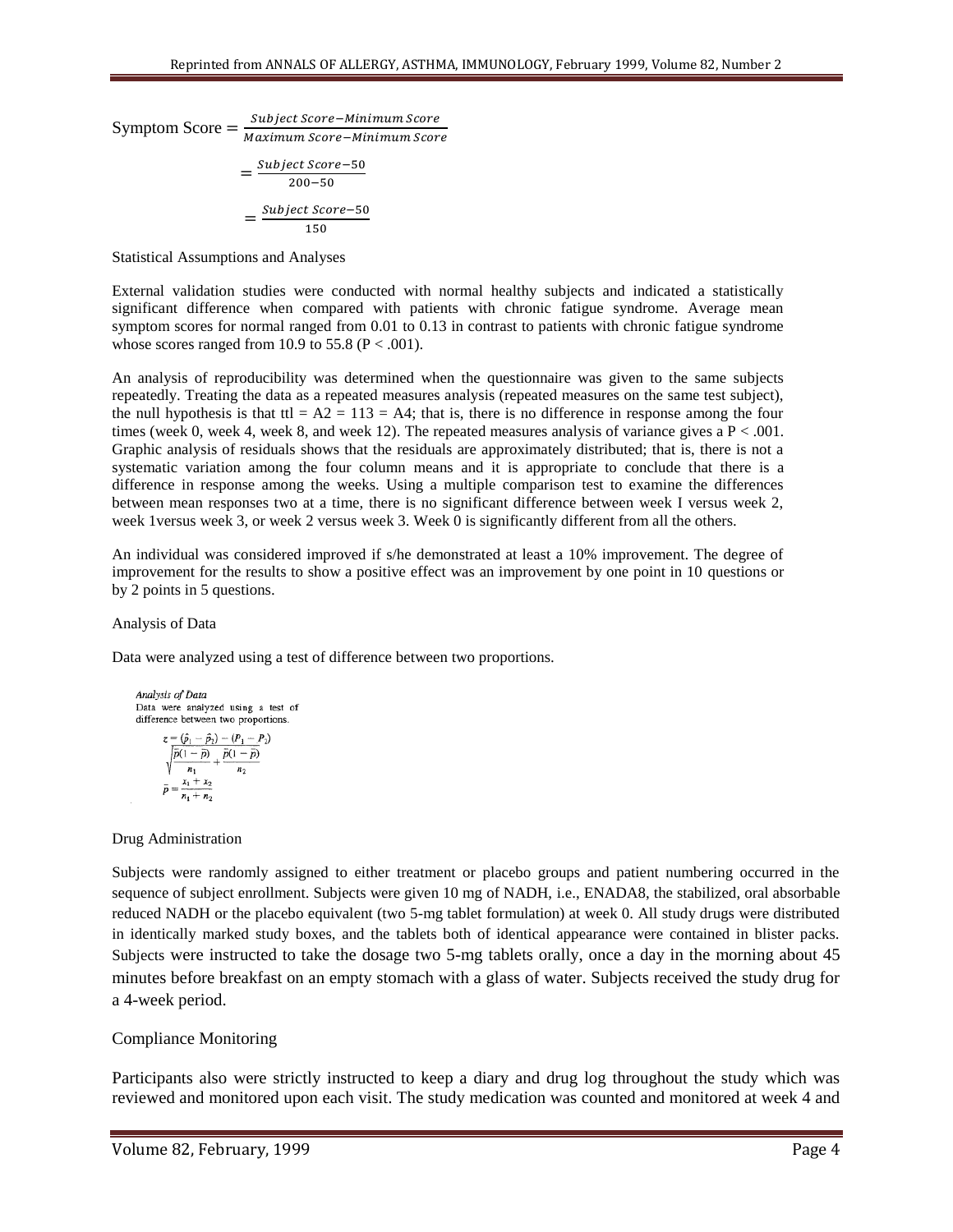$$\text{Symptom Score} = \frac{Subject\ Score - Minimum\ Score}{Maximum\ Score - Minimum\ Score}$$

$$= \frac{Subject\ Score - 50}{200 - 50}$$

$$= \frac{Subject\ Score - 50}{150}$$

Statistical Assumptions and Analyses

External validation studies were conducted with normal healthy subjects and indicated a statistically significant difference when compared with patients with chronic fatigue syndrome. Average mean symptom scores for normal ranged from 0.01 to 0.13 in contrast to patients with chronic fatigue syndrome whose scores ranged from 10.9 to 55.8 ($P < .001$).

An analysis of reproducibility was determined when the questionnaire was given to the same subjects repeatedly. Treating the data as a repeated measures analysis (repeated measures on the same test subject), the null hypothesis is that ttl = A2 = 113 = A4; that is, there is no difference in response among the four times (week 0, week 4, week 8, and week 12). The repeated measures analysis of variance gives a $P < .001$. Graphic analysis of residuals shows that the residuals are approximately distributed; that is, there is not a systematic variation among the four column means and it is appropriate to conclude that there is a difference in response among the weeks. Using a multiple comparison test to examine the differences between mean responses two at a time, there is no significant difference between week I versus week 2, week 1versus week 3, or week 2 versus week 3. Week 0 is significantly different from all the others.

An individual was considered improved if s/he demonstrated at least a 10% improvement. The degree of improvement for the results to show a positive effect was an improvement by one point in 10 questions or by 2 points in 5 questions.

Analysis of Data

Data were analyzed using a test of difference between two proportions.

*Analysis of Data*
Data were analyzed using a test of difference between two proportions.

$$z = \frac{(\hat{p}_1 - \hat{p}_2) - (P_1 - P_2)}{\sqrt{\dfrac{\bar{p}(1-\bar{p})}{n_1} + \dfrac{\bar{p}(1-\bar{p})}{n_2}}}$$

$$\bar{p} = \frac{x_1 + x_2}{n_1 + n_2}$$

Drug Administration

Subjects were randomly assigned to either treatment or placebo groups and patient numbering occurred in the sequence of subject enrollment. Subjects were given 10 mg of NADH, i.e., ENADA8, the stabilized, oral absorbable reduced NADH or the placebo equivalent (two 5-mg tablet formulation) at week 0. All study drugs were distributed in identically marked study boxes, and the tablets both of identical appearance were contained in blister packs. Subjects were instructed to take the dosage two 5-mg tablets orally, once a day in the morning about 45 minutes before breakfast on an empty stomach with a glass of water. Subjects received the study drug for a 4-week period.

Compliance Monitoring

Participants also were strictly instructed to keep a diary and drug log throughout the study which was reviewed and monitored upon each visit. The study medication was counted and monitored at week 4 and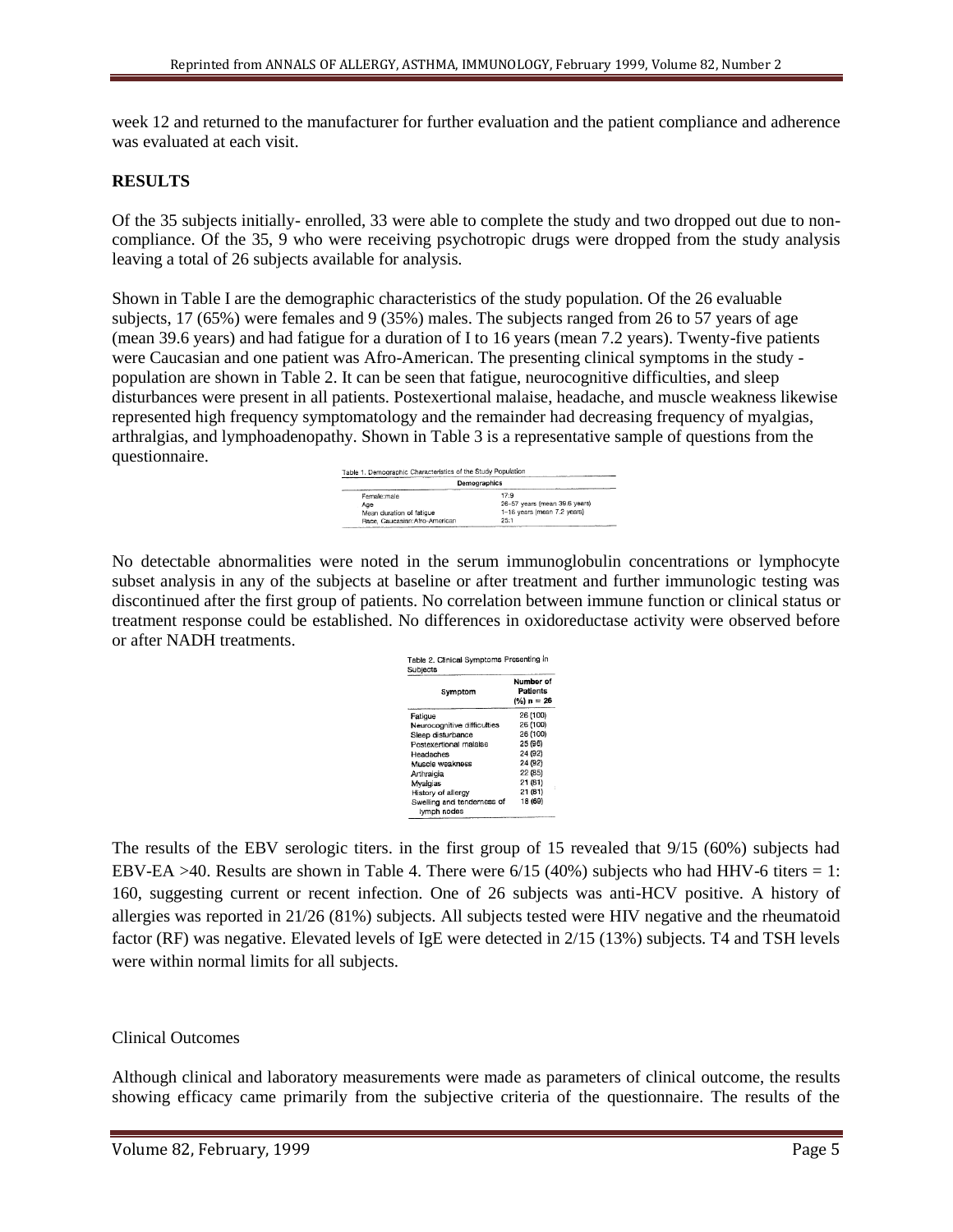week 12 and returned to the manufacturer for further evaluation and the patient compliance and adherence was evaluated at each visit.

**RESULTS**

Of the 35 subjects initially- enrolled, 33 were able to complete the study and two dropped out due to non-compliance. Of the 35, 9 who were receiving psychotropic drugs were dropped from the study analysis leaving a total of 26 subjects available for analysis.

Shown in Table I are the demographic characteristics of the study population. Of the 26 evaluable subjects, 17 (65%) were females and 9 (35%) males. The subjects ranged from 26 to 57 years of age (mean 39.6 years) and had fatigue for a duration of I to 16 years (mean 7.2 years). Twenty-five patients were Caucasian and one patient was Afro-American. The presenting clinical symptoms in the study - population are shown in Table 2. It can be seen that fatigue, neurocognitive difficulties, and sleep disturbances were present in all patients. Postexertional malaise, headache, and muscle weakness likewise represented high frequency symptomatology and the remainder had decreasing frequency of myalgias, arthralgias, and lymphoadenopathy. Shown in Table 3 is a representative sample of questions from the questionnaire.

Table 1. Demographic Characteristics of the Study Population

| Demographics | |
|---|---|
| Female:male | 17:9 |
| Age | 26–57 years (mean 39.6 years) |
| Mean duration of fatigue | 1–16 years (mean 7.2 years) |
| Race, Caucasian:Afro-American | 25:1 |

No detectable abnormalities were noted in the serum immunoglobulin concentrations or lymphocyte subset analysis in any of the subjects at baseline or after treatment and further immunologic testing was discontinued after the first group of patients. No correlation between immune function or clinical status or treatment response could be established. No differences in oxidoreductase activity were observed before or after NADH treatments.

Table 2. Clinical Symptoms Presenting in Subjects

| Symptom | Number of Patients (%) n = 26 |
|---|---|
| Fatigue | 26 (100) |
| Neurocognitive difficulties | 26 (100) |
| Sleep disturbance | 26 (100) |
| Postexertional malaise | 25 (96) |
| Headaches | 24 (92) |
| Muscle weakness | 24 (92) |
| Arthralgia | 22 (85) |
| Myalgias | 21 (81) |
| History of allergy | 21 (81) |
| Swelling and tenderness of lymph nodes | 18 (69) |

The results of the EBV serologic titers. in the first group of 15 revealed that 9/15 (60%) subjects had EBV-EA >40. Results are shown in Table 4. There were 6/15 (40%) subjects who had HHV-6 titers = 1: 160, suggesting current or recent infection. One of 26 subjects was anti-HCV positive. A history of allergies was reported in 21/26 (81%) subjects. All subjects tested were HIV negative and the rheumatoid factor (RF) was negative. Elevated levels of IgE were detected in 2/15 (13%) subjects. T4 and TSH levels were within normal limits for all subjects.

Clinical Outcomes

Although clinical and laboratory measurements were made as parameters of clinical outcome, the results showing efficacy came primarily from the subjective criteria of the questionnaire. The results of the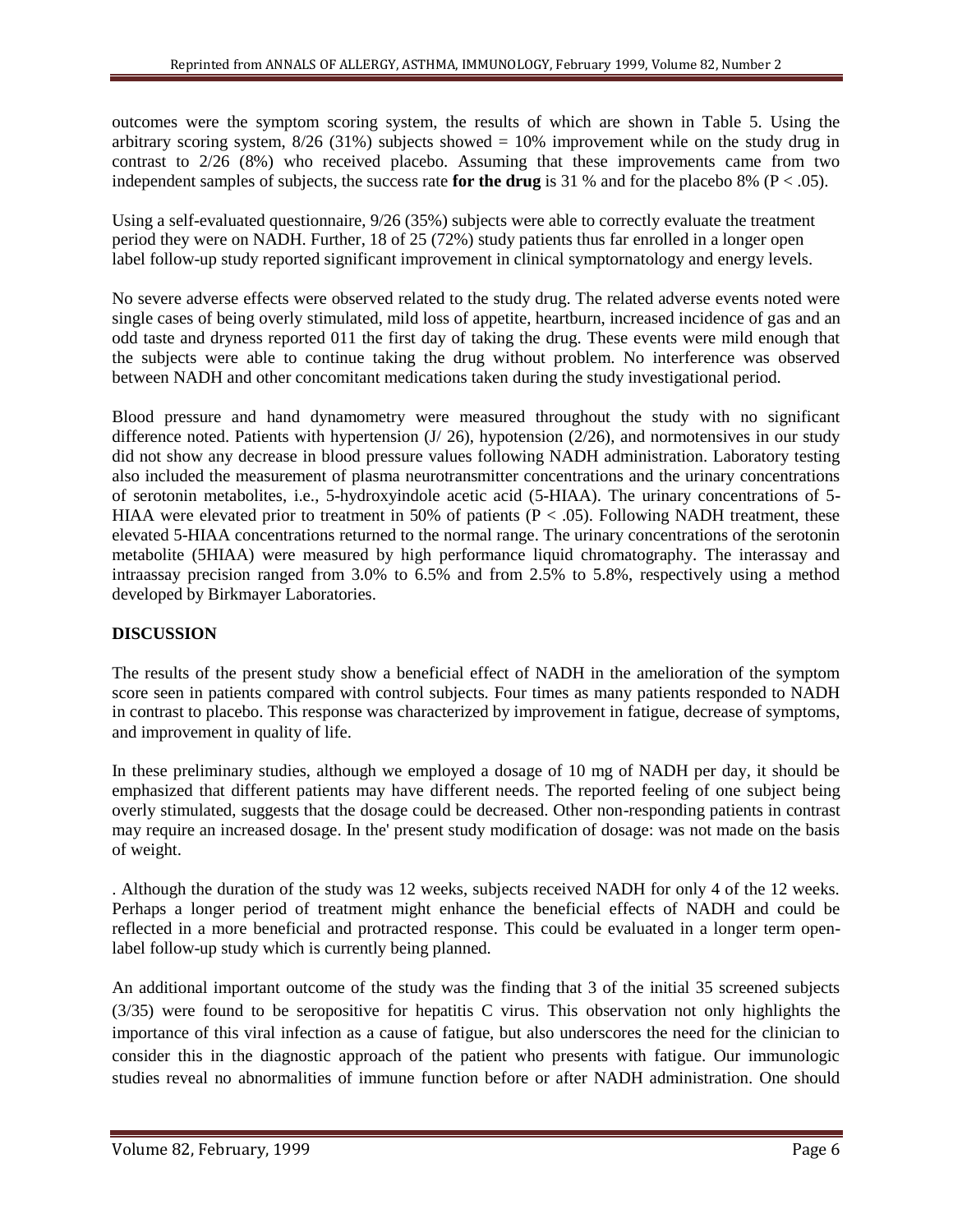outcomes were the symptom scoring system, the results of which are shown in Table 5. Using the arbitrary scoring system, 8/26 (31%) subjects showed = 10% improvement while on the study drug in contrast to 2/26 (8%) who received placebo. Assuming that these improvements came from two independent samples of subjects, the success rate **for the drug** is 31 % and for the placebo 8% ($P < .05$).

Using a self-evaluated questionnaire, 9/26 (35%) subjects were able to correctly evaluate the treatment period they were on NADH. Further, 18 of 25 (72%) study patients thus far enrolled in a longer open label follow-up study reported significant improvement in clinical symptornatology and energy levels.

No severe adverse effects were observed related to the study drug. The related adverse events noted were single cases of being overly stimulated, mild loss of appetite, heartburn, increased incidence of gas and an odd taste and dryness reported 011 the first day of taking the drug. These events were mild enough that the subjects were able to continue taking the drug without problem. No interference was observed between NADH and other concomitant medications taken during the study investigational period.

Blood pressure and hand dynamometry were measured throughout the study with no significant difference noted. Patients with hypertension (J/ 26), hypotension (2/26), and normotensives in our study did not show any decrease in blood pressure values following NADH administration. Laboratory testing also included the measurement of plasma neurotransmitter concentrations and the urinary concentrations of serotonin metabolites, i.e., 5-hydroxyindole acetic acid (5-HIAA). The urinary concentrations of 5-HIAA were elevated prior to treatment in 50% of patients ($P < .05$). Following NADH treatment, these elevated 5-HIAA concentrations returned to the normal range. The urinary concentrations of the serotonin metabolite (5HIAA) were measured by high performance liquid chromatography. The interassay and intraassay precision ranged from 3.0% to 6.5% and from 2.5% to 5.8%, respectively using a method developed by Birkmayer Laboratories.

## DISCUSSION

The results of the present study show a beneficial effect of NADH in the amelioration of the symptom score seen in patients compared with control subjects. Four times as many patients responded to NADH in contrast to placebo. This response was characterized by improvement in fatigue, decrease of symptoms, and improvement in quality of life.

In these preliminary studies, although we employed a dosage of 10 mg of NADH per day, it should be emphasized that different patients may have different needs. The reported feeling of one subject being overly stimulated, suggests that the dosage could be decreased. Other non-responding patients in contrast may require an increased dosage. In the' present study modification of dosage: was not made on the basis of weight.

. Although the duration of the study was 12 weeks, subjects received NADH for only 4 of the 12 weeks. Perhaps a longer period of treatment might enhance the beneficial effects of NADH and could be reflected in a more beneficial and protracted response. This could be evaluated in a longer term open-label follow-up study which is currently being planned.

An additional important outcome of the study was the finding that 3 of the initial 35 screened subjects (3/35) were found to be seropositive for hepatitis C virus. This observation not only highlights the importance of this viral infection as a cause of fatigue, but also underscores the need for the clinician to consider this in the diagnostic approach of the patient who presents with fatigue. Our immunologic studies reveal no abnormalities of immune function before or after NADH administration. One should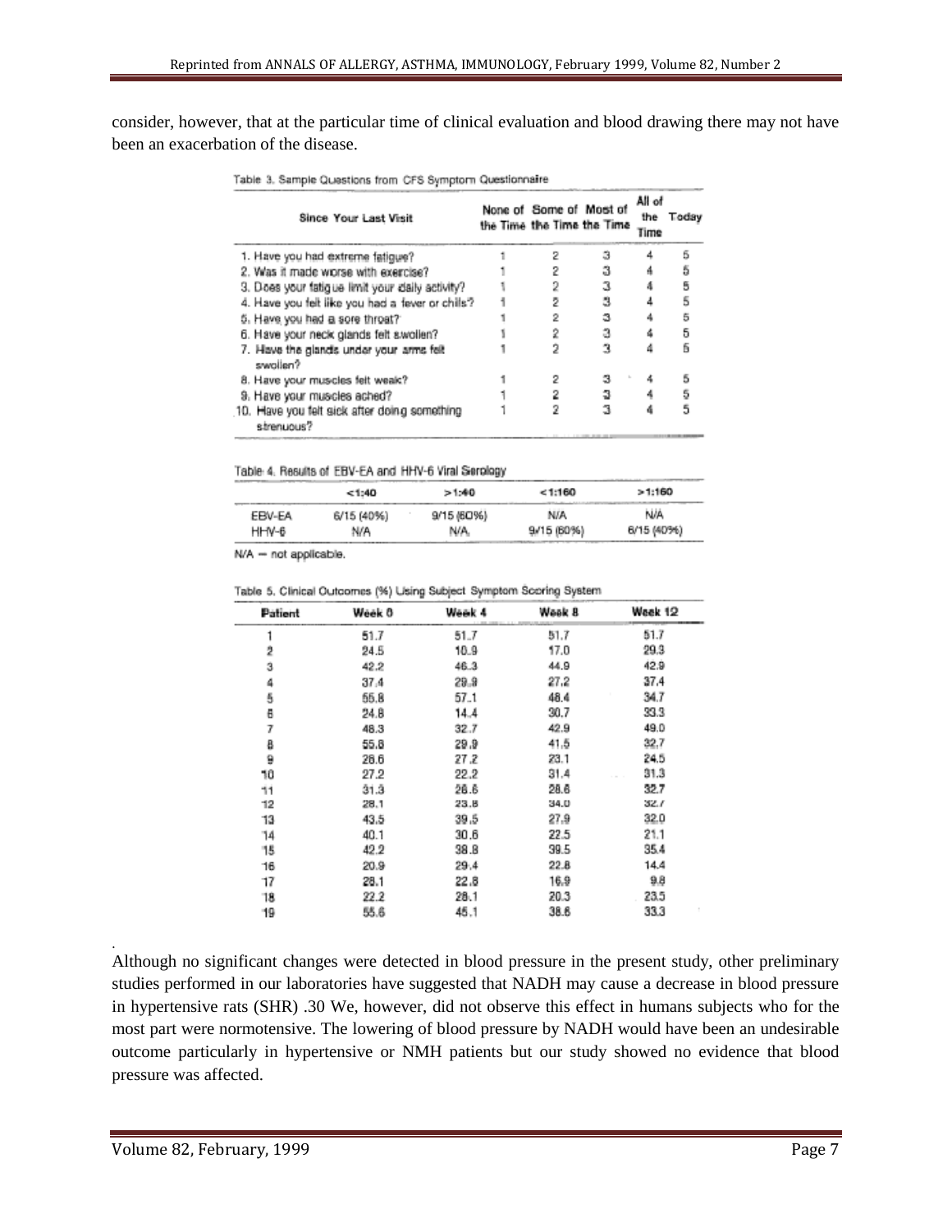consider, however, that at the particular time of clinical evaluation and blood drawing there may not have been an exacerbation of the disease.

Table 3. Sample Questions from CFS Symptom Questionnaire

| Since Your Last Visit | None of the Time | Some of the Time | Most of the Time | All of the Time | Today |
|---|---|---|---|---|---|
| 1. Have you had extreme fatigue? | 1 | 2 | 3 | 4 | 5 |
| 2. Was it made worse with exercise? | 1 | 2 | 3 | 4 | 5 |
| 3. Does your fatigue limit your daily activity? | 1 | 2 | 3 | 4 | 5 |
| 4. Have you felt like you had a fever or chills? | 1 | 2 | 3 | 4 | 5 |
| 5. Have you had a sore throat? | 1 | 2 | 3 | 4 | 5 |
| 6. Have your neck glands felt swollen? | 1 | 2 | 3 | 4 | 5 |
| 7. Have the glands under your arms felt swollen? | 1 | 2 | 3 | 4 | 5 |
| 8. Have your muscles felt weak? | 1 | 2 | 3 | 4 | 5 |
| 9. Have your muscles ached? | 1 | 2 | 3 | 4 | 5 |
| 10. Have you felt sick after doing something strenuous? | 1 | 2 | 3 | 4 | 5 |

Table 4. Results of EBV-EA and HHV-6 Viral Serology

| | <1:40 | >1:40 | <1:160 | >1:160 |
|---|---|---|---|---|
| EBV-EA | 6/15 (40%) | 9/15 (60%) | N/A | N/A |
| HHV-6 | N/A | N/A | 9/15 (60%) | 6/15 (40%) |

N/A = not applicable.

Table 5. Clinical Outcomes (%) Using Subject Symptom Scoring System

| Patient | Week 0 | Week 4 | Week 8 | Week 12 |
|---|---|---|---|---|
| 1 | 51.7 | 51.7 | 51.7 | 51.7 |
| 2 | 24.5 | 10.9 | 17.0 | 29.3 |
| 3 | 42.2 | 46.3 | 44.9 | 42.9 |
| 4 | 37.4 | 29.9 | 27.2 | 37.4 |
| 5 | 55.8 | 57.1 | 48.4 | 34.7 |
| 6 | 24.8 | 14.4 | 30.7 | 33.3 |
| 7 | 48.3 | 32.7 | 42.9 | 49.0 |
| 8 | 55.8 | 29.9 | 41.5 | 32.7 |
| 9 | 26.6 | 27.2 | 23.1 | 24.5 |
| 10 | 27.2 | 22.2 | 31.4 | 31.3 |
| 11 | 31.3 | 26.6 | 28.6 | 32.7 |
| 12 | 28.1 | 23.8 | 34.0 | 32.7 |
| 13 | 43.5 | 39.5 | 27.9 | 32.0 |
| 14 | 40.1 | 30.6 | 22.5 | 21.1 |
| 15 | 42.2 | 38.8 | 39.5 | 35.4 |
| 16 | 20.9 | 29.4 | 22.8 | 14.4 |
| 17 | 28.1 | 22.8 | 16.9 | 9.8 |
| 18 | 22.2 | 28.1 | 20.3 | 23.5 |
| 19 | 55.6 | 45.1 | 38.6 | 33.3 |

Although no significant changes were detected in blood pressure in the present study, other preliminary studies performed in our laboratories have suggested that NADH may cause a decrease in blood pressure in hypertensive rats (SHR) .30 We, however, did not observe this effect in humans subjects who for the most part were normotensive. The lowering of blood pressure by NADH would have been an undesirable outcome particularly in hypertensive or NMH patients but our study showed no evidence that blood pressure was affected.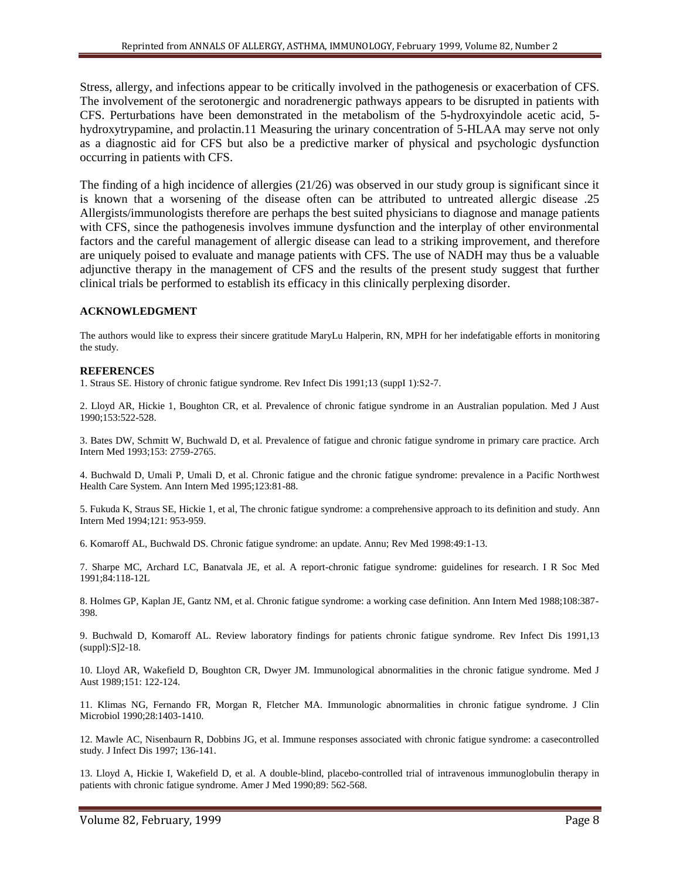Stress, allergy, and infections appear to be critically involved in the pathogenesis or exacerbation of CFS. The involvement of the serotonergic and noradrenergic pathways appears to be disrupted in patients with CFS. Perturbations have been demonstrated in the metabolism of the 5-hydroxyindole acetic acid, 5-hydroxytrypamine, and prolactin.11 Measuring the urinary concentration of 5-HLAA may serve not only as a diagnostic aid for CFS but also be a predictive marker of physical and psychologic dysfunction occurring in patients with CFS.

The finding of a high incidence of allergies (21/26) was observed in our study group is significant since it is known that a worsening of the disease often can be attributed to untreated allergic disease .25 Allergists/immunologists therefore are perhaps the best suited physicians to diagnose and manage patients with CFS, since the pathogenesis involves immune dysfunction and the interplay of other environmental factors and the careful management of allergic disease can lead to a striking improvement, and therefore are uniquely poised to evaluate and manage patients with CFS. The use of NADH may thus be a valuable adjunctive therapy in the management of CFS and the results of the present study suggest that further clinical trials be performed to establish its efficacy in this clinically perplexing disorder.

**ACKNOWLEDGMENT**

The authors would like to express their sincere gratitude MaryLu Halperin, RN, MPH for her indefatigable efforts in monitoring the study.

**REFERENCES**

1. Straus SE. History of chronic fatigue syndrome. Rev Infect Dis 1991;13 (suppI 1):S2-7.

2. Lloyd AR, Hickie 1, Boughton CR, et al. Prevalence of chronic fatigue syndrome in an Australian population. Med J Aust 1990;153:522-528.

3. Bates DW, Schmitt W, Buchwald D, et al. Prevalence of fatigue and chronic fatigue syndrome in primary care practice. Arch Intern Med 1993;153: 2759-2765.

4. Buchwald D, Umali P, Umali D, et al. Chronic fatigue and the chronic fatigue syndrome: prevalence in a Pacific Northwest Health Care System. Ann Intern Med 1995;123:81-88.

5. Fukuda K, Straus SE, Hickie 1, et al, The chronic fatigue syndrome: a comprehensive approach to its definition and study. Ann Intern Med 1994;121: 953-959.

6. Komaroff AL, Buchwald DS. Chronic fatigue syndrome: an update. Annu; Rev Med 1998:49:1-13.

7. Sharpe MC, Archard LC, Banatvala JE, et al. A report-chronic fatigue syndrome: guidelines for research. I R Soc Med 1991;84:118-12L

8. Holmes GP, Kaplan JE, Gantz NM, et al. Chronic fatigue syndrome: a working case definition. Ann Intern Med 1988;108:387-398.

9. Buchwald D, Komaroff AL. Review laboratory findings for patients chronic fatigue syndrome. Rev Infect Dis 1991,13 (suppl):S]2-18.

10. Lloyd AR, Wakefield D, Boughton CR, Dwyer JM. Immunological abnormalities in the chronic fatigue syndrome. Med J Aust 1989;151: 122-124.

11. Klimas NG, Fernando FR, Morgan R, Fletcher MA. Immunologic abnormalities in chronic fatigue syndrome. J Clin Microbiol 1990;28:1403-1410.

12. Mawle AC, Nisenbaurn R, Dobbins JG, et al. Immune responses associated with chronic fatigue syndrome: a casecontrolled study. J Infect Dis 1997; 136-141.

13. Lloyd A, Hickie I, Wakefield D, et al. A double-blind, placebo-controlled trial of intravenous immunoglobulin therapy in patients with chronic fatigue syndrome. Amer J Med 1990;89: 562-568.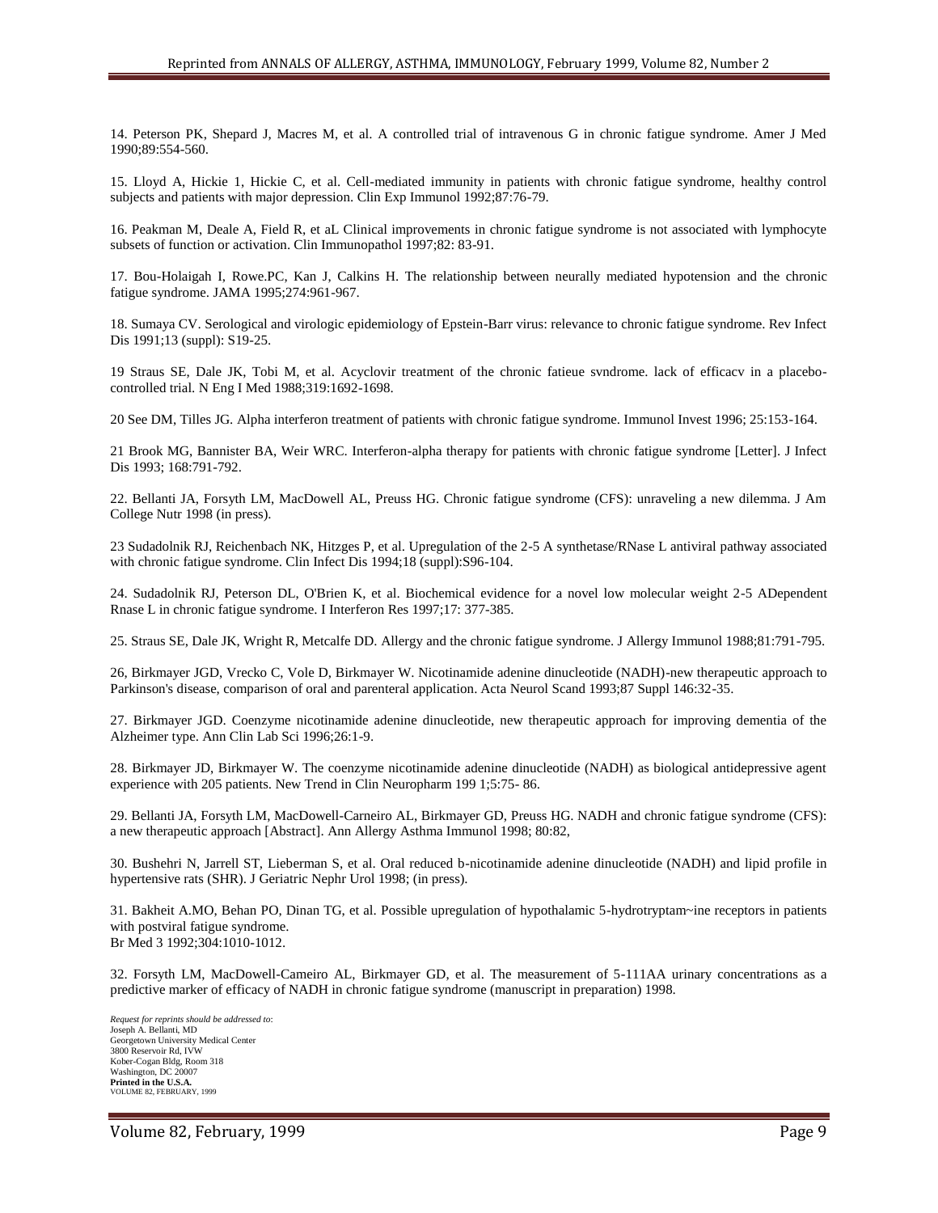14. Peterson PK, Shepard J, Macres M, et al. A controlled trial of intravenous G in chronic fatigue syndrome. Amer J Med 1990;89:554-560.

15. Lloyd A, Hickie 1, Hickie C, et al. Cell-mediated immunity in patients with chronic fatigue syndrome, healthy control subjects and patients with major depression. Clin Exp Immunol 1992;87:76-79.

16. Peakman M, Deale A, Field R, et aL Clinical improvements in chronic fatigue syndrome is not associated with lymphocyte subsets of function or activation. Clin Immunopathol 1997;82: 83-91.

17. Bou-Holaigah I, Rowe.PC, Kan J, Calkins H. The relationship between neurally mediated hypotension and the chronic fatigue syndrome. JAMA 1995;274:961-967.

18. Sumaya CV. Serological and virologic epidemiology of Epstein-Barr virus: relevance to chronic fatigue syndrome. Rev Infect Dis 1991;13 (suppl): S19-25.

19 Straus SE, Dale JK, Tobi M, et al. Acyclovir treatment of the chronic fatieue svndrome. lack of efficacv in a placebo-controlled trial. N Eng I Med 1988;319:1692-1698.

20 See DM, Tilles JG. Alpha interferon treatment of patients with chronic fatigue syndrome. Immunol Invest 1996; 25:153-164.

21 Brook MG, Bannister BA, Weir WRC. Interferon-alpha therapy for patients with chronic fatigue syndrome [Letter]. J Infect Dis 1993; 168:791-792.

22. Bellanti JA, Forsyth LM, MacDowell AL, Preuss HG. Chronic fatigue syndrome (CFS): unraveling a new dilemma. J Am College Nutr 1998 (in press).

23 Sudadolnik RJ, Reichenbach NK, Hitzges P, et al. Upregulation of the 2-5 A synthetase/RNase L antiviral pathway associated with chronic fatigue syndrome. Clin Infect Dis 1994;18 (suppl):S96-104.

24. Sudadolnik RJ, Peterson DL, O'Brien K, et al. Biochemical evidence for a novel low molecular weight 2-5 ADependent Rnase L in chronic fatigue syndrome. I Interferon Res 1997;17: 377-385.

25. Straus SE, Dale JK, Wright R, Metcalfe DD. Allergy and the chronic fatigue syndrome. J Allergy Immunol 1988;81:791-795.

26, Birkmayer JGD, Vrecko C, Vole D, Birkmayer W. Nicotinamide adenine dinucleotide (NADH)-new therapeutic approach to Parkinson's disease, comparison of oral and parenteral application. Acta Neurol Scand 1993;87 Suppl 146:32-35.

27. Birkmayer JGD. Coenzyme nicotinamide adenine dinucleotide, new therapeutic approach for improving dementia of the Alzheimer type. Ann Clin Lab Sci 1996;26:1-9.

28. Birkmayer JD, Birkmayer W. The coenzyme nicotinamide adenine dinucleotide (NADH) as biological antidepressive agent experience with 205 patients. New Trend in Clin Neuropharm 199 1;5:75- 86.

29. Bellanti JA, Forsyth LM, MacDowell-Carneiro AL, Birkmayer GD, Preuss HG. NADH and chronic fatigue syndrome (CFS): a new therapeutic approach [Abstract]. Ann Allergy Asthma Immunol 1998; 80:82,

30. Bushehri N, Jarrell ST, Lieberman S, et al. Oral reduced b-nicotinamide adenine dinucleotide (NADH) and lipid profile in hypertensive rats (SHR). J Geriatric Nephr Urol 1998; (in press).

31. Bakheit A.MO, Behan PO, Dinan TG, et al. Possible upregulation of hypothalamic 5-hydrotryptam~ine receptors in patients with postviral fatigue syndrome.
Br Med 3 1992;304:1010-1012.

32. Forsyth LM, MacDowell-Cameiro AL, Birkmayer GD, et al. The measurement of 5-111AA urinary concentrations as a predictive marker of efficacy of NADH in chronic fatigue syndrome (manuscript in preparation) 1998.

*Request for reprints should be addressed to:*
Joseph A. Bellanti, MD
Georgetown University Medical Center
3800 Reservoir Rd, IVW
Kober-Cogan Bldg, Room 318
Washington, DC 20007
**Printed in the U.S.A.**
VOLUME 82, FEBRUARY, 1999